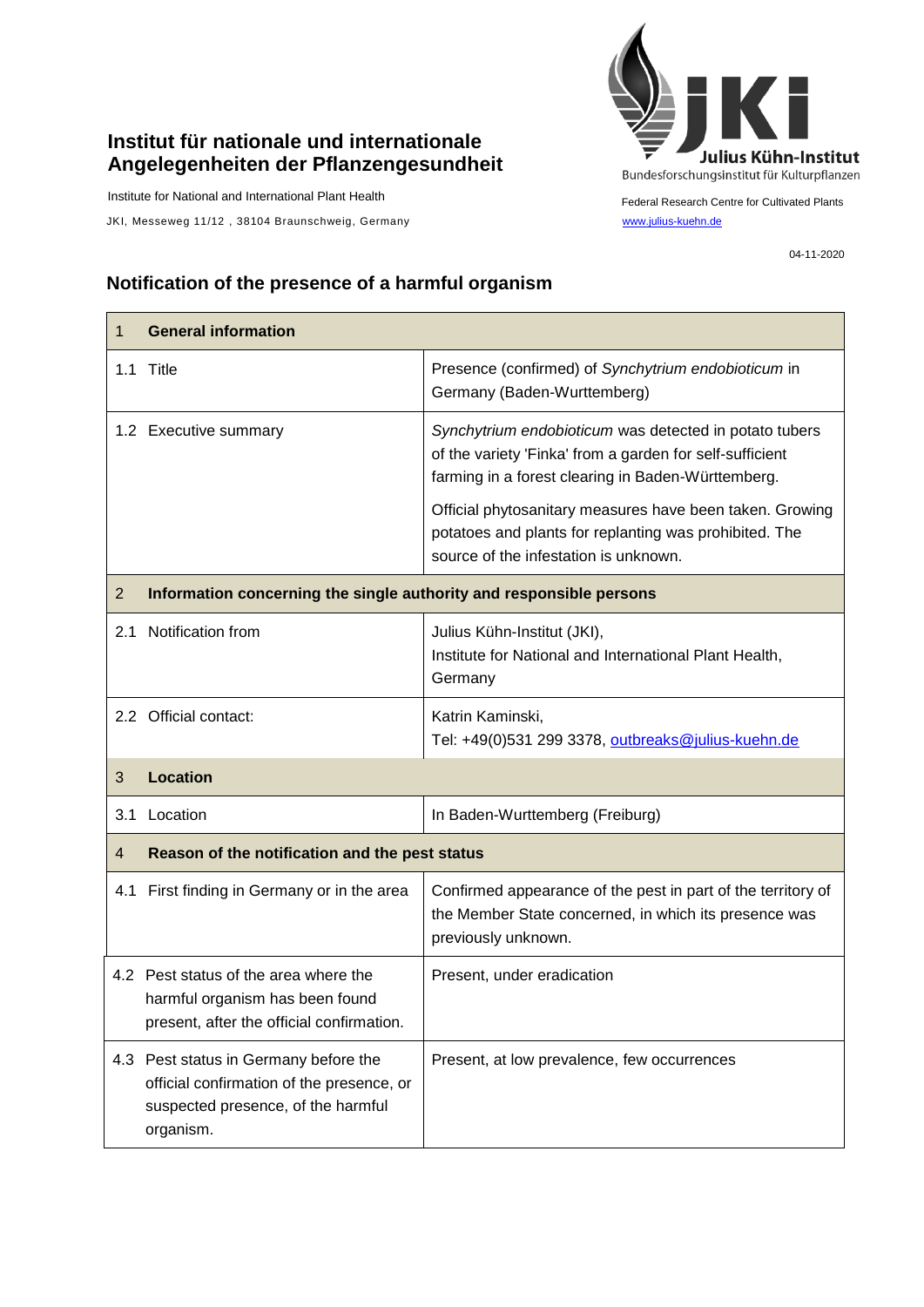**Institut für nationale und internationale Angelegenheiten der Pflanzengesundheit**

Institute for National and International Plant Health

JKI, Messeweg 11/12 , 38104 Braunschweig, Germany

Julius Kühn-Institut
Bundesforschungsinstitut für Kulturpflanzen

Federal Research Centre for Cultivated Plants

www.julius-kuehn.de

04-11-2020

## Notification of the presence of a harmful organism

| 1 | **General information** |
|---|---|
| 1.1 Title | Presence (confirmed) of *Synchytrium endobioticum* in Germany (Baden-Wurttemberg) |
| 1.2 Executive summary | *Synchytrium endobioticum* was detected in potato tubers of the variety 'Finka' from a garden for self-sufficient farming in a forest clearing in Baden-Württemberg.<br><br>Official phytosanitary measures have been taken. Growing potatoes and plants for replanting was prohibited. The source of the infestation is unknown. |
| 2 | **Information concerning the single authority and responsible persons** |
| 2.1 Notification from | Julius Kühn-Institut (JKI),<br>Institute for National and International Plant Health, Germany |
| 2.2 Official contact: | Katrin Kaminski,<br>Tel: +49(0)531 299 3378, outbreaks@julius-kuehn.de |
| 3 | **Location** |
| 3.1 Location | In Baden-Wurttemberg (Freiburg) |
| 4 | **Reason of the notification and the pest status** |
| 4.1 First finding in Germany or in the area | Confirmed appearance of the pest in part of the territory of the Member State concerned, in which its presence was previously unknown. |
| 4.2 Pest status of the area where the harmful organism has been found present, after the official confirmation. | Present, under eradication |
| 4.3 Pest status in Germany before the official confirmation of the presence, or suspected presence, of the harmful organism. | Present, at low prevalence, few occurrences |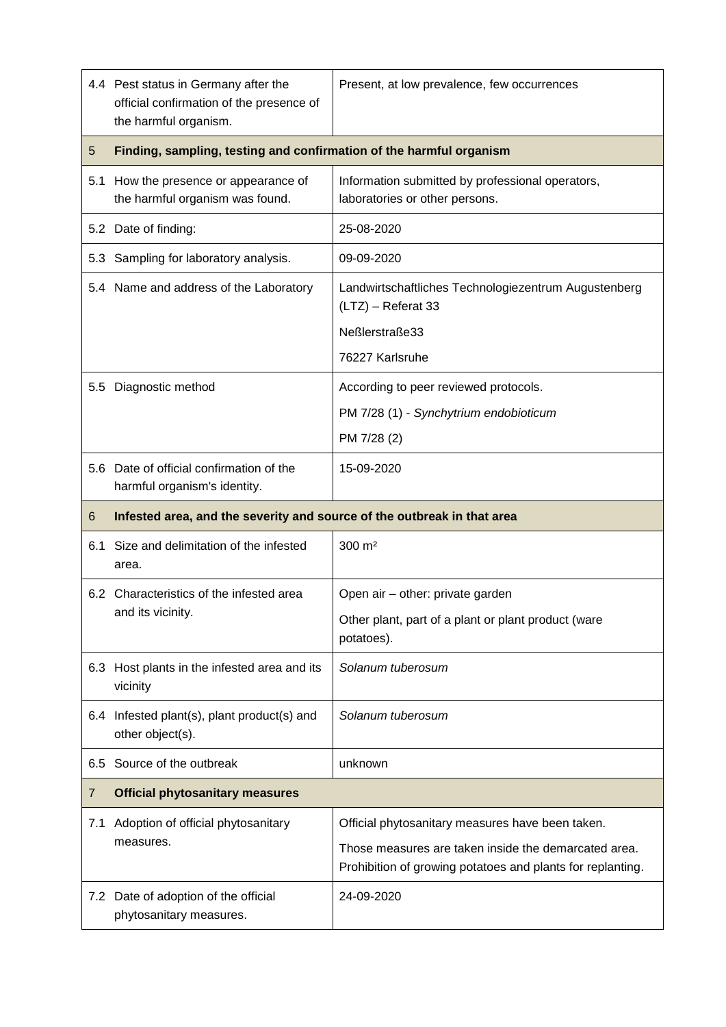| | | |
|---|---|---|
| 4.4 | Pest status in Germany after the official confirmation of the presence of the harmful organism. | Present, at low prevalence, few occurrences |
| **5** | **Finding, sampling, testing and confirmation of the harmful organism** | |
| 5.1 | How the presence or appearance of the harmful organism was found. | Information submitted by professional operators, laboratories or other persons. |
| 5.2 | Date of finding: | 25-08-2020 |
| 5.3 | Sampling for laboratory analysis. | 09-09-2020 |
| 5.4 | Name and address of the Laboratory | Landwirtschaftliches Technologiezentrum Augustenberg (LTZ) – Referat 33<br>Neßlerstraße33<br>76227 Karlsruhe |
| 5.5 | Diagnostic method | According to peer reviewed protocols.<br>PM 7/28 (1) - *Synchytrium endobioticum*<br>PM 7/28 (2) |
| 5.6 | Date of official confirmation of the harmful organism's identity. | 15-09-2020 |
| **6** | **Infested area, and the severity and source of the outbreak in that area** | |
| 6.1 | Size and delimitation of the infested area. | 300 m² |
| 6.2 | Characteristics of the infested area and its vicinity. | Open air – other: private garden<br>Other plant, part of a plant or plant product (ware potatoes). |
| 6.3 | Host plants in the infested area and its vicinity | *Solanum tuberosum* |
| 6.4 | Infested plant(s), plant product(s) and other object(s). | *Solanum tuberosum* |
| 6.5 | Source of the outbreak | unknown |
| **7** | **Official phytosanitary measures** | |
| 7.1 | Adoption of official phytosanitary measures. | Official phytosanitary measures have been taken.<br>Those measures are taken inside the demarcated area. Prohibition of growing potatoes and plants for replanting. |
| 7.2 | Date of adoption of the official phytosanitary measures. | 24-09-2020 |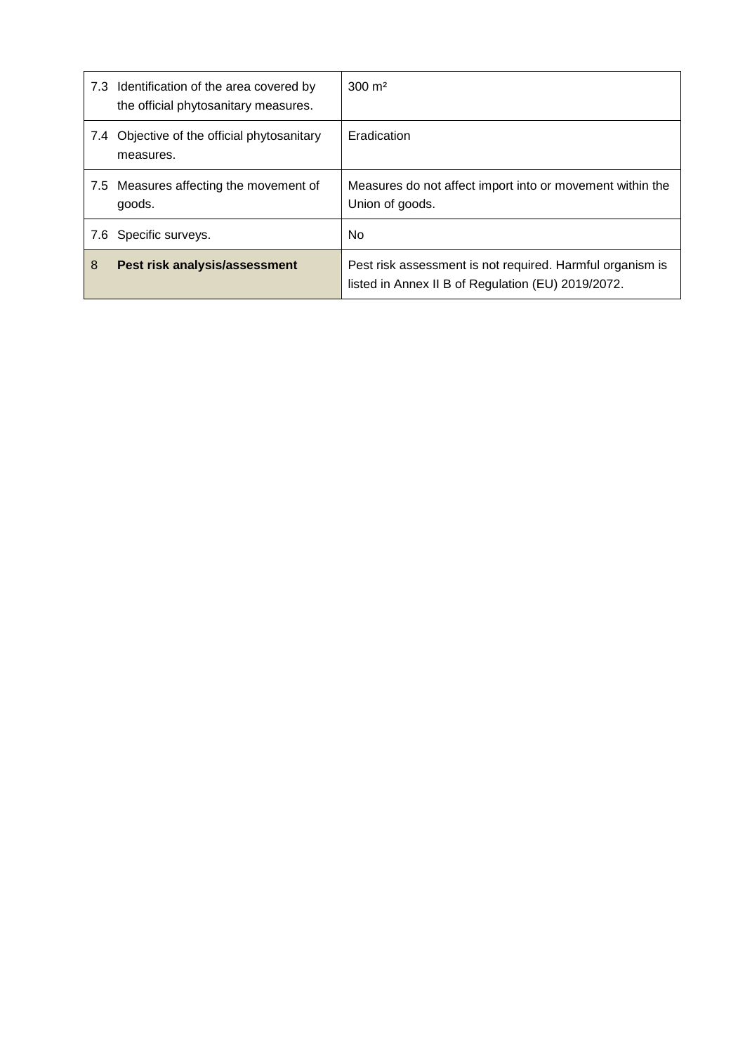| | | |
|---|---|---|
| 7.3 | Identification of the area covered by the official phytosanitary measures. | 300 m² |
| 7.4 | Objective of the official phytosanitary measures. | Eradication |
| 7.5 | Measures affecting the movement of goods. | Measures do not affect import into or movement within the Union of goods. |
| 7.6 | Specific surveys. | No |
| 8 | **Pest risk analysis/assessment** | Pest risk assessment is not required. Harmful organism is listed in Annex II B of Regulation (EU) 2019/2072. |